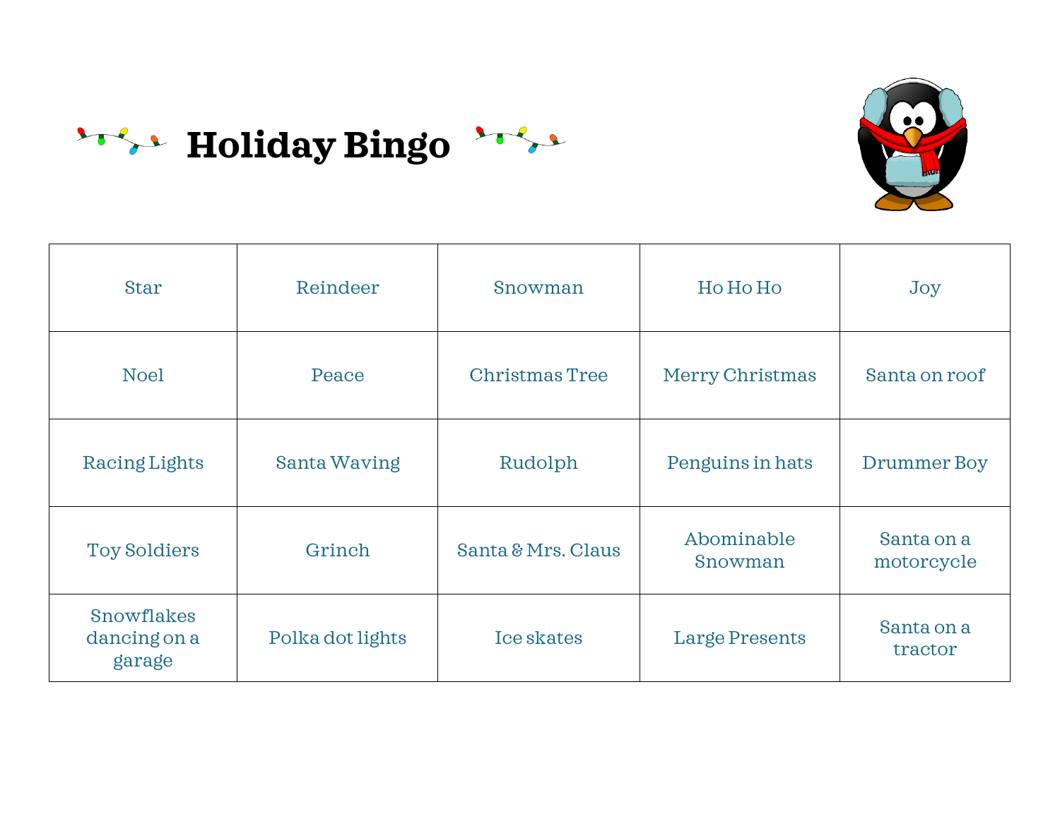# Holiday Bingo

| | | | | |
|---|---|---|---|---|
| Star | Reindeer | Snowman | Ho Ho Ho | Joy |
| Noel | Peace | Christmas Tree | Merry Christmas | Santa on roof |
| Racing Lights | Santa Waving | Rudolph | Penguins in hats | Drummer Boy |
| Toy Soldiers | Grinch | Santa & Mrs. Claus | Abominable Snowman | Santa on a motorcycle |
| Snowflakes dancing on a garage | Polka dot lights | Ice skates | Large Presents | Santa on a tractor |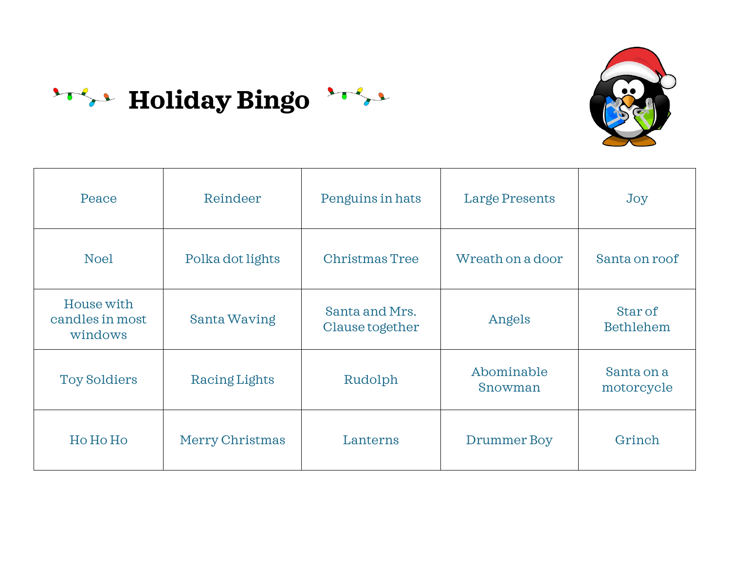# Holiday Bingo

| Peace | Reindeer | Penguins in hats | Large Presents | Joy |
|---|---|---|---|---|
| Noel | Polka dot lights | Christmas Tree | Wreath on a door | Santa on roof |
| House with candles in most windows | Santa Waving | Santa and Mrs. Clause together | Angels | Star of Bethlehem |
| Toy Soldiers | Racing Lights | Rudolph | Abominable Snowman | Santa on a motorcycle |
| Ho Ho Ho | Merry Christmas | Lanterns | Drummer Boy | Grinch |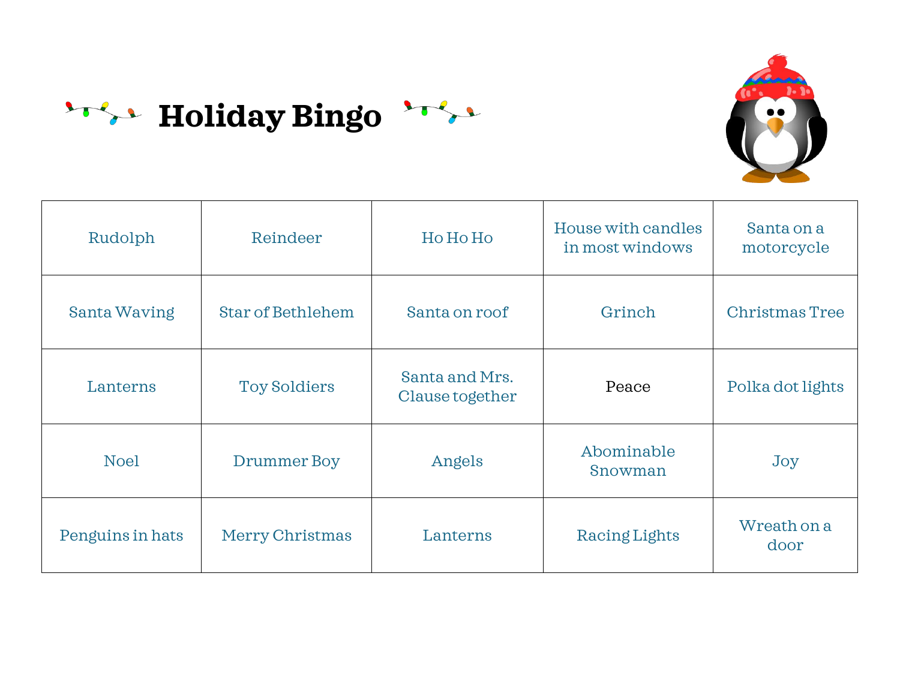# Holiday Bingo

| Rudolph | Reindeer | Ho Ho Ho | House with candles in most windows | Santa on a motorcycle |
|---|---|---|---|---|
| Santa Waving | Star of Bethlehem | Santa on roof | Grinch | Christmas Tree |
| Lanterns | Toy Soldiers | Santa and Mrs. Clause together | Peace | Polka dot lights |
| Noel | Drummer Boy | Angels | Abominable Snowman | Joy |
| Penguins in hats | Merry Christmas | Lanterns | Racing Lights | Wreath on a door |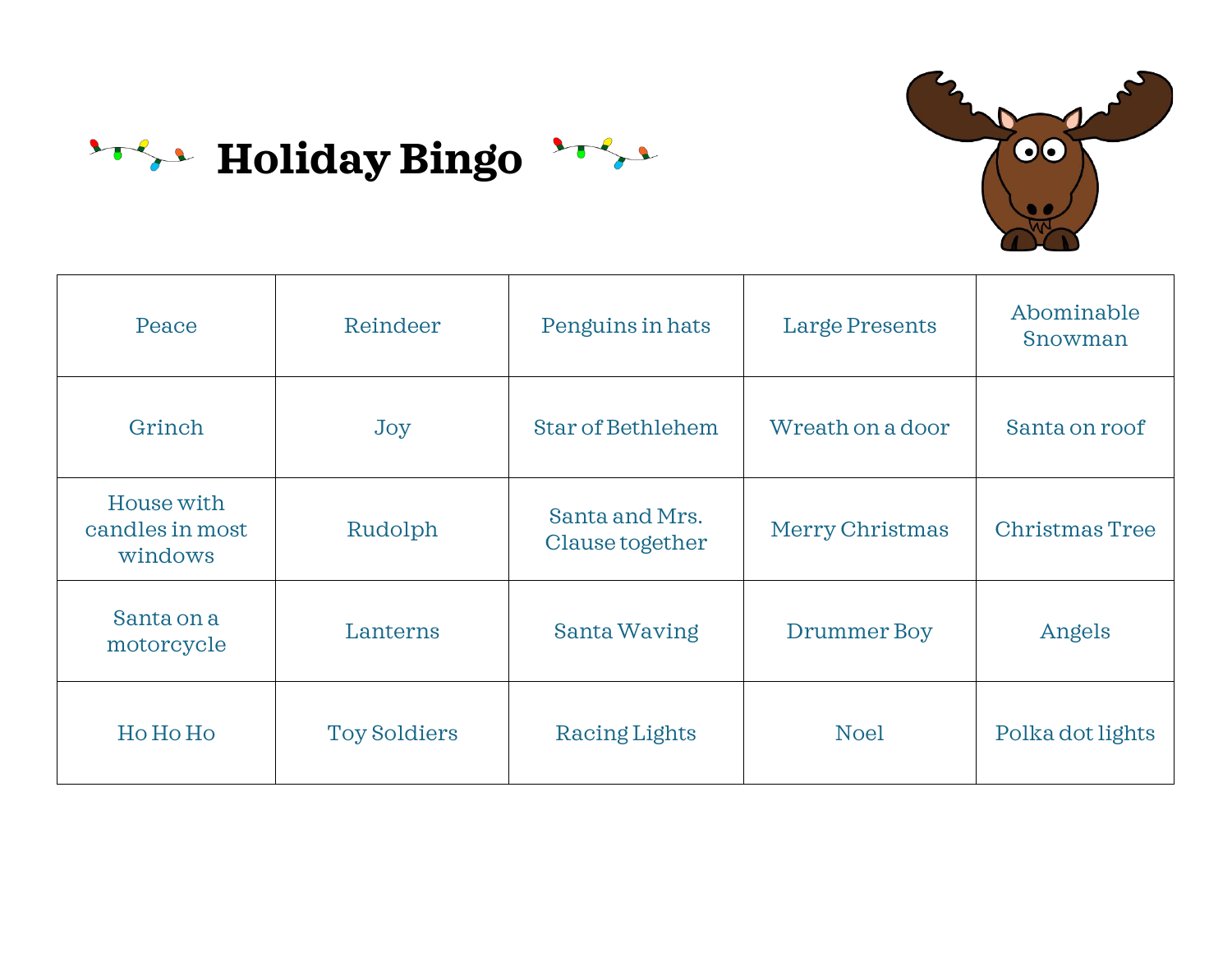# Holiday Bingo

| | | | | |
|---|---|---|---|---|
| Peace | Reindeer | Penguins in hats | Large Presents | Abominable Snowman |
| Grinch | Joy | Star of Bethlehem | Wreath on a door | Santa on roof |
| House with candles in most windows | Rudolph | Santa and Mrs. Clause together | Merry Christmas | Christmas Tree |
| Santa on a motorcycle | Lanterns | Santa Waving | Drummer Boy | Angels |
| Ho Ho Ho | Toy Soldiers | Racing Lights | Noel | Polka dot lights |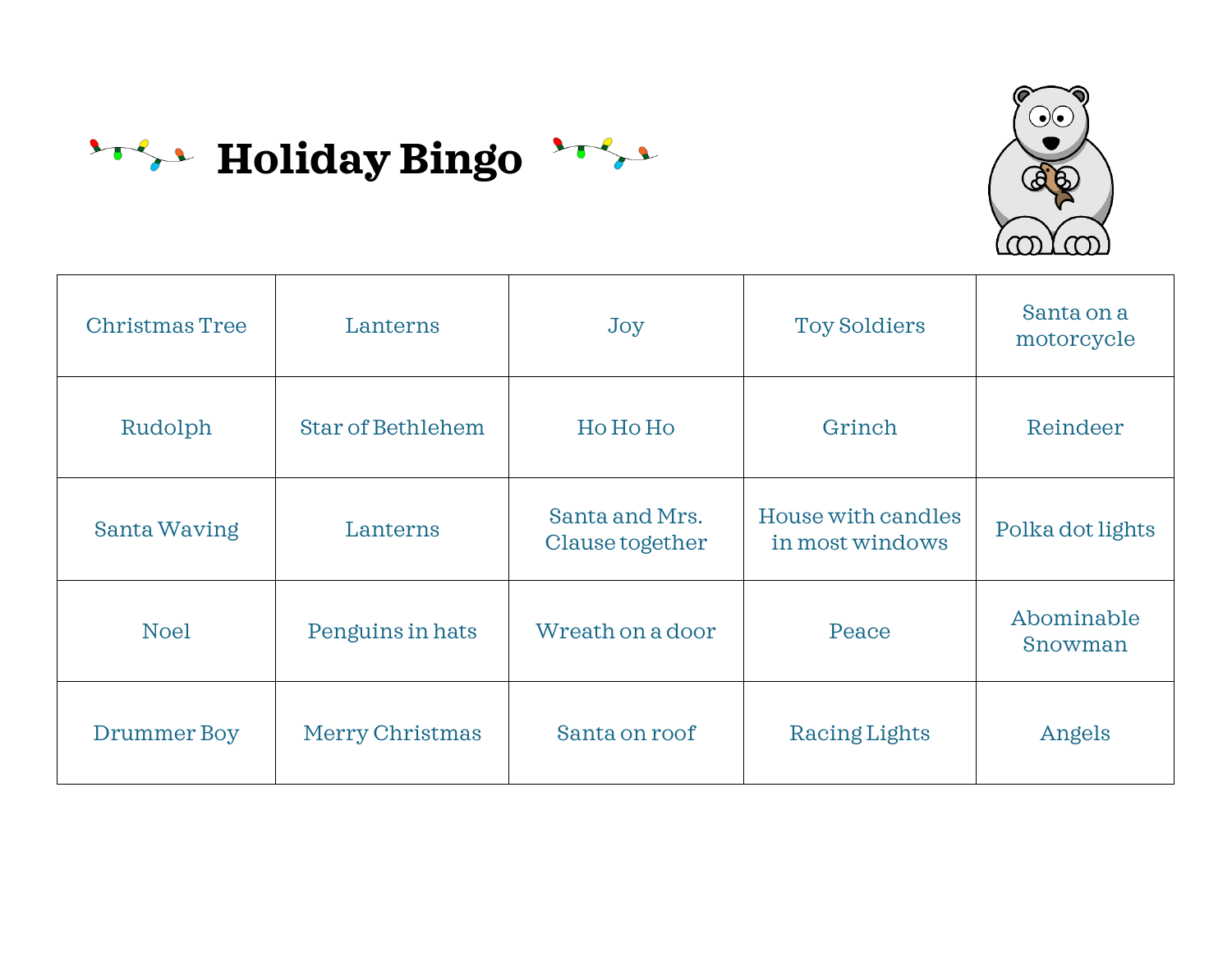# Holiday Bingo

| | | | | |
|---|---|---|---|---|
| Christmas Tree | Lanterns | Joy | Toy Soldiers | Santa on a motorcycle |
| Rudolph | Star of Bethlehem | Ho Ho Ho | Grinch | Reindeer |
| Santa Waving | Lanterns | Santa and Mrs. Clause together | House with candles in most windows | Polka dot lights |
| Noel | Penguins in hats | Wreath on a door | Peace | Abominable Snowman |
| Drummer Boy | Merry Christmas | Santa on roof | Racing Lights | Angels |